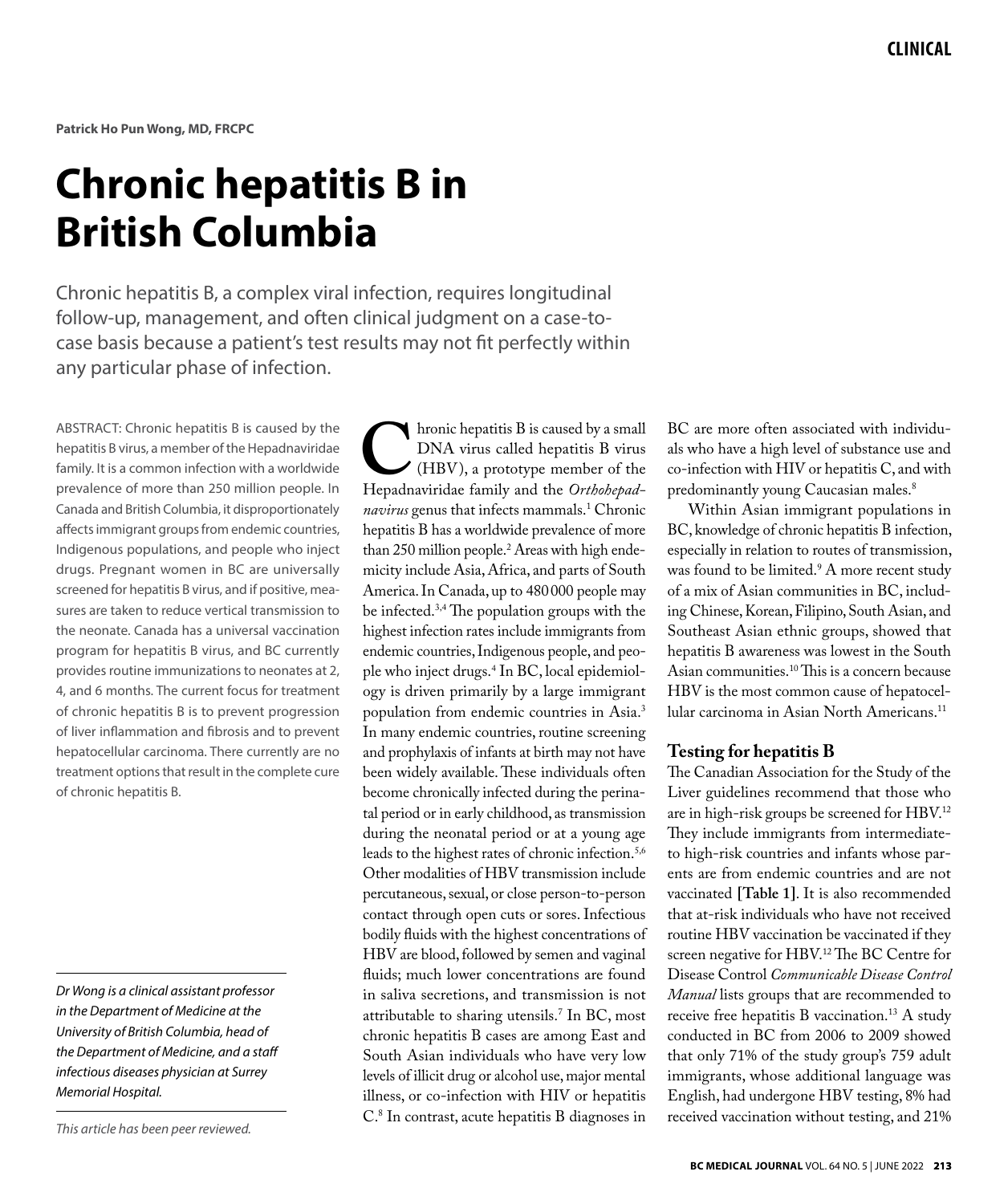**Patrick Ho Pun Wong, MD, FRCPC**

# Chronic hepatitis B in British Columbia

Chronic hepatitis B, a complex viral infection, requires longitudinal follow-up, management, and often clinical judgment on a case-to-case basis because a patient's test results may not fit perfectly within any particular phase of infection.

ABSTRACT: Chronic hepatitis B is caused by the hepatitis B virus, a member of the Hepadnaviridae family. It is a common infection with a worldwide prevalence of more than 250 million people. In Canada and British Columbia, it disproportionately affects immigrant groups from endemic countries, Indigenous populations, and people who inject drugs. Pregnant women in BC are universally screened for hepatitis B virus, and if positive, measures are taken to reduce vertical transmission to the neonate. Canada has a universal vaccination program for hepatitis B virus, and BC currently provides routine immunizations to neonates at 2, 4, and 6 months. The current focus for treatment of chronic hepatitis B is to prevent progression of liver inflammation and fibrosis and to prevent hepatocellular carcinoma. There currently are no treatment options that result in the complete cure of chronic hepatitis B.

*Dr Wong is a clinical assistant professor in the Department of Medicine at the University of British Columbia, head of the Department of Medicine, and a staff infectious diseases physician at Surrey Memorial Hospital.*

*This article has been peer reviewed.*

Chronic hepatitis B is caused by a small DNA virus called hepatitis B virus (HBV), a prototype member of the Hepadnaviridae family and the *Orthohepadnavirus* genus that infects mammals.[1] Chronic hepatitis B has a worldwide prevalence of more than 250 million people.[2] Areas with high endemicity include Asia, Africa, and parts of South America. In Canada, up to 480000 people may be infected.[3,4] The population groups with the highest infection rates include immigrants from endemic countries, Indigenous people, and people who inject drugs.[4] In BC, local epidemiology is driven primarily by a large immigrant population from endemic countries in Asia.[3] In many endemic countries, routine screening and prophylaxis of infants at birth may not have been widely available. These individuals often become chronically infected during the perinatal period or in early childhood, as transmission during the neonatal period or at a young age leads to the highest rates of chronic infection.[5,6] Other modalities of HBV transmission include percutaneous, sexual, or close person-to-person contact through open cuts or sores. Infectious bodily fluids with the highest concentrations of HBV are blood, followed by semen and vaginal fluids; much lower concentrations are found in saliva secretions, and transmission is not attributable to sharing utensils.[7] In BC, most chronic hepatitis B cases are among East and South Asian individuals who have very low levels of illicit drug or alcohol use, major mental illness, or co-infection with HIV or hepatitis C.[8] In contrast, acute hepatitis B diagnoses in BC are more often associated with individuals who have a high level of substance use and co-infection with HIV or hepatitis C, and with predominantly young Caucasian males.[8]

Within Asian immigrant populations in BC, knowledge of chronic hepatitis B infection, especially in relation to routes of transmission, was found to be limited.[9] A more recent study of a mix of Asian communities in BC, including Chinese, Korean, Filipino, South Asian, and Southeast Asian ethnic groups, showed that hepatitis B awareness was lowest in the South Asian communities.[10] This is a concern because HBV is the most common cause of hepatocellular carcinoma in Asian North Americans.[11]

## Testing for hepatitis B

The Canadian Association for the Study of the Liver guidelines recommend that those who are in high-risk groups be screened for HBV.[12] They include immigrants from intermediate- to high-risk countries and infants whose parents are from endemic countries and are not vaccinated **[Table 1]**. It is also recommended that at-risk individuals who have not received routine HBV vaccination be vaccinated if they screen negative for HBV.[12] The BC Centre for Disease Control *Communicable Disease Control Manual* lists groups that are recommended to receive free hepatitis B vaccination.[13] A study conducted in BC from 2006 to 2009 showed that only 71% of the study group's 759 adult immigrants, whose additional language was English, had undergone HBV testing, 8% had received vaccination without testing, and 21%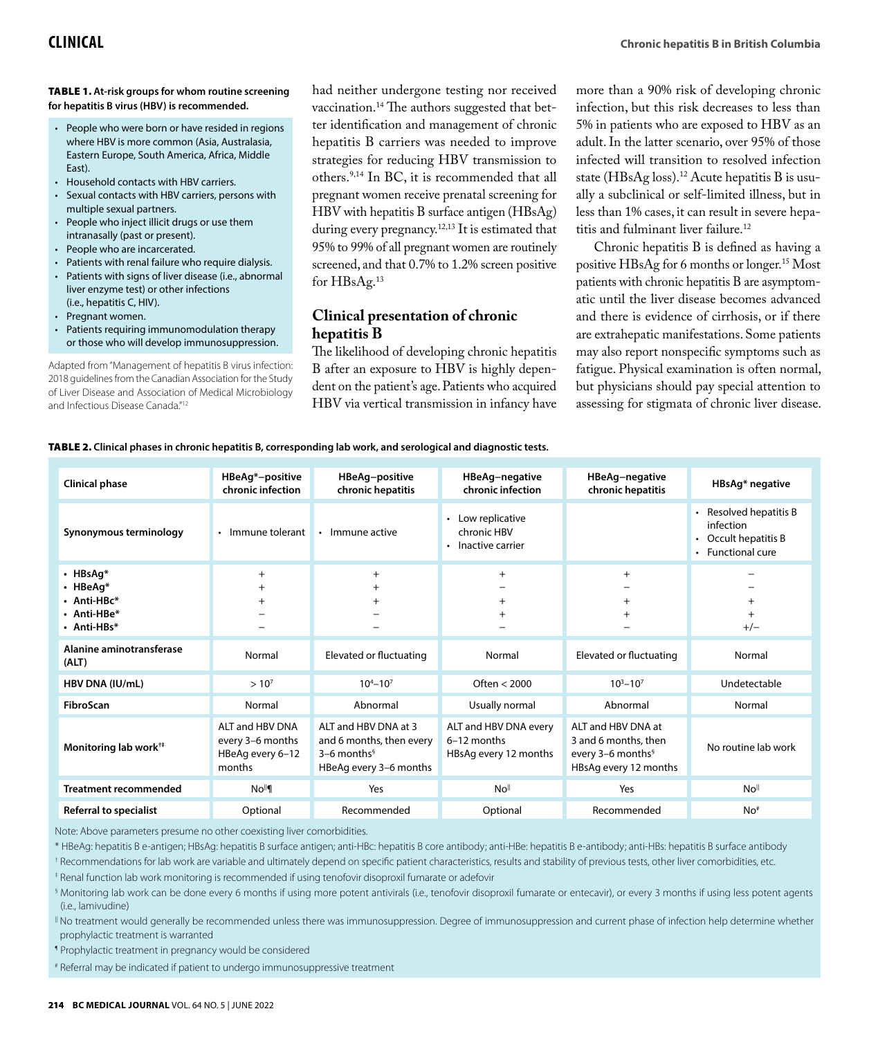**TABLE 1. At-risk groups for whom routine screening for hepatitis B virus (HBV) is recommended.**

- People who were born or have resided in regions where HBV is more common (Asia, Australasia, Eastern Europe, South America, Africa, Middle East).
- Household contacts with HBV carriers.
- Sexual contacts with HBV carriers, persons with multiple sexual partners.
- People who inject illicit drugs or use them intranasally (past or present).
- People who are incarcerated.
- Patients with renal failure who require dialysis.
- Patients with signs of liver disease (i.e., abnormal liver enzyme test) or other infections (i.e., hepatitis C, HIV).
- Pregnant women.
- Patients requiring immunomodulation therapy or those who will develop immunosuppression.

Adapted from "Management of hepatitis B virus infection: 2018 guidelines from the Canadian Association for the Study of Liver Disease and Association of Medical Microbiology and Infectious Disease Canada."[12]

had neither undergone testing nor received vaccination.[14] The authors suggested that better identification and management of chronic hepatitis B carriers was needed to improve strategies for reducing HBV transmission to others.[9,14] In BC, it is recommended that all pregnant women receive prenatal screening for HBV with hepatitis B surface antigen (HBsAg) during every pregnancy.[12,13] It is estimated that 95% to 99% of all pregnant women are routinely screened, and that 0.7% to 1.2% screen positive for HBsAg.[13]

## Clinical presentation of chronic hepatitis B

The likelihood of developing chronic hepatitis B after an exposure to HBV is highly dependent on the patient's age. Patients who acquired HBV via vertical transmission in infancy have more than a 90% risk of developing chronic infection, but this risk decreases to less than 5% in patients who are exposed to HBV as an adult. In the latter scenario, over 95% of those infected will transition to resolved infection state (HBsAg loss).[12] Acute hepatitis B is usually a subclinical or self-limited illness, but in less than 1% cases, it can result in severe hepatitis and fulminant liver failure.[12]

Chronic hepatitis B is defined as having a positive HBsAg for 6 months or longer.[15] Most patients with chronic hepatitis B are asymptomatic until the liver disease becomes advanced and there is evidence of cirrhosis, or if there are extrahepatic manifestations. Some patients may also report nonspecific symptoms such as fatigue. Physical examination is often normal, but physicians should pay special attention to assessing for stigmata of chronic liver disease.

**TABLE 2. Clinical phases in chronic hepatitis B, corresponding lab work, and serological and diagnostic tests.**

| Clinical phase | HBeAg*–positive chronic infection | HBeAg–positive chronic hepatitis | HBeAg–negative chronic infection | HBeAg–negative chronic hepatitis | HBsAg* negative |
|---|---|---|---|---|---|
| Synonymous terminology | • Immune tolerant | • Immune active | • Low replicative chronic HBV<br>• Inactive carrier | | • Resolved hepatitis B infection<br>• Occult hepatitis B<br>• Functional cure |
| • HBsAg*<br>• HBeAg*<br>• Anti-HBc*<br>• Anti-HBe*<br>• Anti-HBs* | +<br>+<br>+<br>–<br>– | +<br>+<br>+<br>–<br>– | +<br>–<br>+<br>+<br>– | +<br>–<br>+<br>+<br>– | –<br>–<br>+<br>+<br>+/– |
| Alanine aminotransferase (ALT) | Normal | Elevated or fluctuating | Normal | Elevated or fluctuating | Normal |
| HBV DNA (IU/mL) | $> 10^7$ | $10^4$–$10^7$ | Often < 2000 | $10^3$–$10^7$ | Undetectable |
| FibroScan | Normal | Abnormal | Usually normal | Abnormal | Normal |
| Monitoring lab work[†‡] | ALT and HBV DNA every 3–6 months<br>HBeAg every 6–12 months | ALT and HBV DNA at 3 and 6 months, then every 3–6 months[§]<br>HBeAg every 3–6 months | ALT and HBV DNA every 6–12 months<br>HBsAg every 12 months | ALT and HBV DNA at 3 and 6 months, then every 3–6 months[§]<br>HBsAg every 12 months | No routine lab work |
| Treatment recommended | No[‖¶] | Yes | No[‖] | Yes | No[‖] |
| Referral to specialist | Optional | Recommended | Optional | Recommended | No[#] |

Note: Above parameters presume no other coexisting liver comorbidities.

\* HBeAg: hepatitis B e-antigen; HBsAg: hepatitis B surface antigen; anti-HBc: hepatitis B core antibody; anti-HBe: hepatitis B e-antibody; anti-HBs: hepatitis B surface antibody

† Recommendations for lab work are variable and ultimately depend on specific patient characteristics, results and stability of previous tests, other liver comorbidities, etc.

‡ Renal function lab work monitoring is recommended if using tenofovir disoproxil fumarate or adefovir

§ Monitoring lab work can be done every 6 months if using more potent antivirals (i.e., tenofovir disoproxil fumarate or entecavir), or every 3 months if using less potent agents (i.e., lamivudine)

‖ No treatment would generally be recommended unless there was immunosuppression. Degree of immunosuppression and current phase of infection help determine whether prophylactic treatment is warranted

¶ Prophylactic treatment in pregnancy would be considered

\# Referral may be indicated if patient to undergo immunosuppressive treatment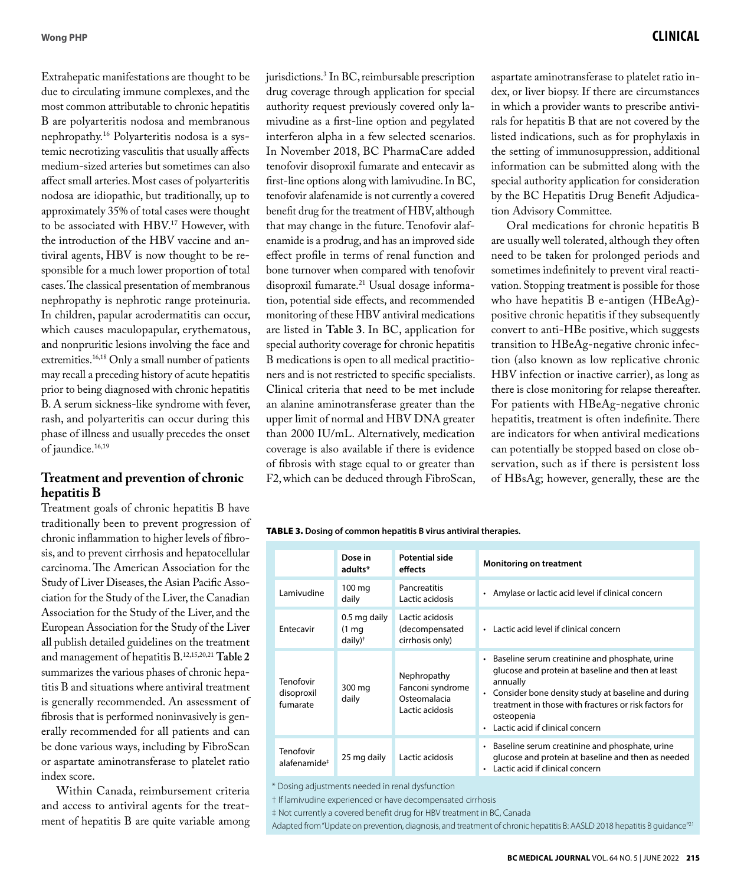Extrahepatic manifestations are thought to be due to circulating immune complexes, and the most common attributable to chronic hepatitis B are polyarteritis nodosa and membranous nephropathy.[16] Polyarteritis nodosa is a systemic necrotizing vasculitis that usually affects medium-sized arteries but sometimes can also affect small arteries. Most cases of polyarteritis nodosa are idiopathic, but traditionally, up to approximately 35% of total cases were thought to be associated with HBV.[17] However, with the introduction of the HBV vaccine and antiviral agents, HBV is now thought to be responsible for a much lower proportion of total cases. The classical presentation of membranous nephropathy is nephrotic range proteinuria. In children, papular acrodermatitis can occur, which causes maculopapular, erythematous, and nonpruritic lesions involving the face and extremities.[16,18] Only a small number of patients may recall a preceding history of acute hepatitis prior to being diagnosed with chronic hepatitis B. A serum sickness-like syndrome with fever, rash, and polyarteritis can occur during this phase of illness and usually precedes the onset of jaundice.[16,19]

## Treatment and prevention of chronic hepatitis B

Treatment goals of chronic hepatitis B have traditionally been to prevent progression of chronic inflammation to higher levels of fibrosis, and to prevent cirrhosis and hepatocellular carcinoma. The American Association for the Study of Liver Diseases, the Asian Pacific Association for the Study of the Liver, the Canadian Association for the Study of the Liver, and the European Association for the Study of the Liver all publish detailed guidelines on the treatment and management of hepatitis B.[12,15,20,21] **Table 2** summarizes the various phases of chronic hepatitis B and situations where antiviral treatment is generally recommended. An assessment of fibrosis that is performed noninvasively is generally recommended for all patients and can be done various ways, including by FibroScan or aspartate aminotransferase to platelet ratio index score.

Within Canada, reimbursement criteria and access to antiviral agents for the treatment of hepatitis B are quite variable among jurisdictions.[3] In BC, reimbursable prescription drug coverage through application for special authority request previously covered only lamivudine as a first-line option and pegylated interferon alpha in a few selected scenarios. In November 2018, BC PharmaCare added tenofovir disoproxil fumarate and entecavir as first-line options along with lamivudine. In BC, tenofovir alafenamide is not currently a covered benefit drug for the treatment of HBV, although that may change in the future. Tenofovir alafenamide is a prodrug, and has an improved side effect profile in terms of renal function and bone turnover when compared with tenofovir disoproxil fumarate.[21] Usual dosage information, potential side effects, and recommended monitoring of these HBV antiviral medications are listed in **Table 3**. In BC, application for special authority coverage for chronic hepatitis B medications is open to all medical practitioners and is not restricted to specific specialists. Clinical criteria that need to be met include an alanine aminotransferase greater than the upper limit of normal and HBV DNA greater than 2000 IU/mL. Alternatively, medication coverage is also available if there is evidence of fibrosis with stage equal to or greater than F2, which can be deduced through FibroScan, aspartate aminotransferase to platelet ratio index, or liver biopsy. If there are circumstances in which a provider wants to prescribe antivirals for hepatitis B that are not covered by the listed indications, such as for prophylaxis in the setting of immunosuppression, additional information can be submitted along with the special authority application for consideration by the BC Hepatitis Drug Benefit Adjudication Advisory Committee.

Oral medications for chronic hepatitis B are usually well tolerated, although they often need to be taken for prolonged periods and sometimes indefinitely to prevent viral reactivation. Stopping treatment is possible for those who have hepatitis B e-antigen (HBeAg)-positive chronic hepatitis if they subsequently convert to anti-HBe positive, which suggests transition to HBeAg-negative chronic infection (also known as low replicative chronic HBV infection or inactive carrier), as long as there is close monitoring for relapse thereafter. For patients with HBeAg-negative chronic hepatitis, treatment is often indefinite. There are indicators for when antiviral medications can potentially be stopped based on close observation, such as if there is persistent loss of HBsAg; however, generally, these are the

**TABLE 3. Dosing of common hepatitis B virus antiviral therapies.**

| | Dose in adults* | Potential side effects | Monitoring on treatment |
|---|---|---|---|
| Lamivudine | 100 mg daily | Pancreatitis<br>Lactic acidosis | • Amylase or lactic acid level if clinical concern |
| Entecavir | 0.5 mg daily (1 mg daily)† | Lactic acidosis (decompensated cirrhosis only) | • Lactic acid level if clinical concern |
| Tenofovir disoproxil fumarate | 300 mg daily | Nephropathy<br>Fanconi syndrome<br>Osteomalacia<br>Lactic acidosis | • Baseline serum creatinine and phosphate, urine glucose and protein at baseline and then at least annually<br>• Consider bone density study at baseline and during treatment in those with fractures or risk factors for osteopenia<br>• Lactic acid if clinical concern |
| Tenofovir alafenamide‡ | 25 mg daily | Lactic acidosis | • Baseline serum creatinine and phosphate, urine glucose and protein at baseline and then as needed<br>• Lactic acid if clinical concern |

* Dosing adjustments needed in renal dysfunction

† If lamivudine experienced or have decompensated cirrhosis

‡ Not currently a covered benefit drug for HBV treatment in BC, Canada

Adapted from "Update on prevention, diagnosis, and treatment of chronic hepatitis B: AASLD 2018 hepatitis B guidance"[21]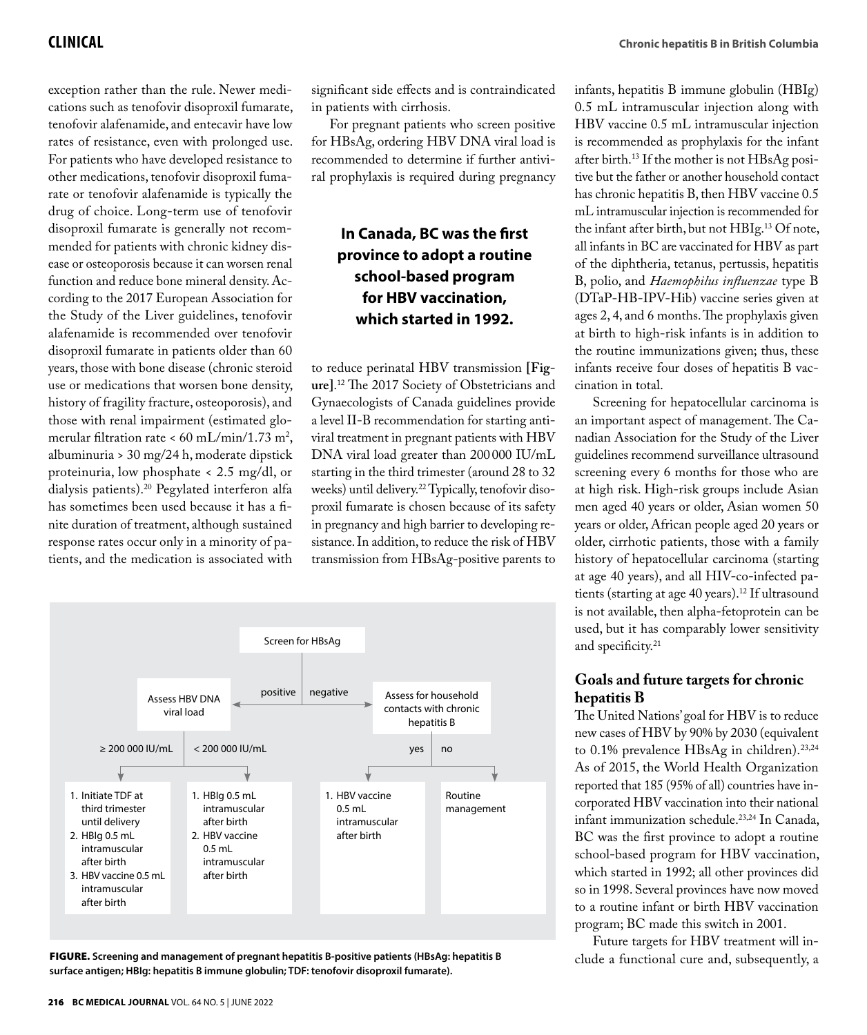exception rather than the rule. Newer medications such as tenofovir disoproxil fumarate, tenofovir alafenamide, and entecavir have low rates of resistance, even with prolonged use. For patients who have developed resistance to other medications, tenofovir disoproxil fumarate or tenofovir alafenamide is typically the drug of choice. Long-term use of tenofovir disoproxil fumarate is generally not recommended for patients with chronic kidney disease or osteoporosis because it can worsen renal function and reduce bone mineral density. According to the 2017 European Association for the Study of the Liver guidelines, tenofovir alafenamide is recommended over tenofovir disoproxil fumarate in patients older than 60 years, those with bone disease (chronic steroid use or medications that worsen bone density, history of fragility fracture, osteoporosis), and those with renal impairment (estimated glomerular filtration rate < 60 mL/min/1.73 $m^2$, albuminuria > 30 mg/24 h, moderate dipstick proteinuria, low phosphate < 2.5 mg/dl, or dialysis patients).[20] Pegylated interferon alfa has sometimes been used because it has a finite duration of treatment, although sustained response rates occur only in a minority of patients, and the medication is associated with significant side effects and is contraindicated in patients with cirrhosis.

For pregnant patients who screen positive for HBsAg, ordering HBV DNA viral load is recommended to determine if further antiviral prophylaxis is required during pregnancy to reduce perinatal HBV transmission **[Figure]**.[12] The 2017 Society of Obstetricians and Gynaecologists of Canada guidelines provide a level II-B recommendation for starting antiviral treatment in pregnant patients with HBV DNA viral load greater than 200 000 IU/mL starting in the third trimester (around 28 to 32 weeks) until delivery.[22] Typically, tenofovir disoproxil fumarate is chosen because of its safety in pregnancy and high barrier to developing resistance. In addition, to reduce the risk of HBV transmission from HBsAg-positive parents to infants, hepatitis B immune globulin (HBIg) 0.5 mL intramuscular injection along with HBV vaccine 0.5 mL intramuscular injection is recommended as prophylaxis for the infant after birth.[13] If the mother is not HBsAg positive but the father or another household contact has chronic hepatitis B, then HBV vaccine 0.5 mL intramuscular injection is recommended for the infant after birth, but not HBIg.[13] Of note, all infants in BC are vaccinated for HBV as part of the diphtheria, tetanus, pertussis, hepatitis B, polio, and *Haemophilus influenzae* type B (DTaP-HB-IPV-Hib) vaccine series given at ages 2, 4, and 6 months. The prophylaxis given at birth to high-risk infants is in addition to the routine immunizations given; thus, these infants receive four doses of hepatitis B vaccination in total.

**In Canada, BC was the first province to adopt a routine school-based program for HBV vaccination, which started in 1992.**

Screen for HBsAg

- positive → Assess HBV DNA viral load
  - ≥ 200 000 IU/mL:
    1. Initiate TDF at third trimester until delivery
    2. HBIg 0.5 mL intramuscular after birth
    3. HBV vaccine 0.5 mL intramuscular after birth
  - < 200 000 IU/mL:
    1. HBIg 0.5 mL intramuscular after birth
    2. HBV vaccine 0.5 mL intramuscular after birth
- negative → Assess for household contacts with chronic hepatitis B
  - yes:
    1. HBV vaccine 0.5 mL intramuscular after birth
  - no: Routine management

**FIGURE. Screening and management of pregnant hepatitis B-positive patients (HBsAg: hepatitis B surface antigen; HBIg: hepatitis B immune globulin; TDF: tenofovir disoproxil fumarate).**

Screening for hepatocellular carcinoma is an important aspect of management. The Canadian Association for the Study of the Liver guidelines recommend surveillance ultrasound screening every 6 months for those who are at high risk. High-risk groups include Asian men aged 40 years or older, Asian women 50 years or older, African people aged 20 years or older, cirrhotic patients, those with a family history of hepatocellular carcinoma (starting at age 40 years), and all HIV-co-infected patients (starting at age 40 years).[12] If ultrasound is not available, then alpha-fetoprotein can be used, but it has comparably lower sensitivity and specificity.[21]

## Goals and future targets for chronic hepatitis B

The United Nations' goal for HBV is to reduce new cases of HBV by 90% by 2030 (equivalent to 0.1% prevalence HBsAg in children).[23,24] As of 2015, the World Health Organization reported that 185 (95% of all) countries have incorporated HBV vaccination into their national infant immunization schedule.[23,24] In Canada, BC was the first province to adopt a routine school-based program for HBV vaccination, which started in 1992; all other provinces did so in 1998. Several provinces have now moved to a routine infant or birth HBV vaccination program; BC made this switch in 2001.

Future targets for HBV treatment will include a functional cure and, subsequently, a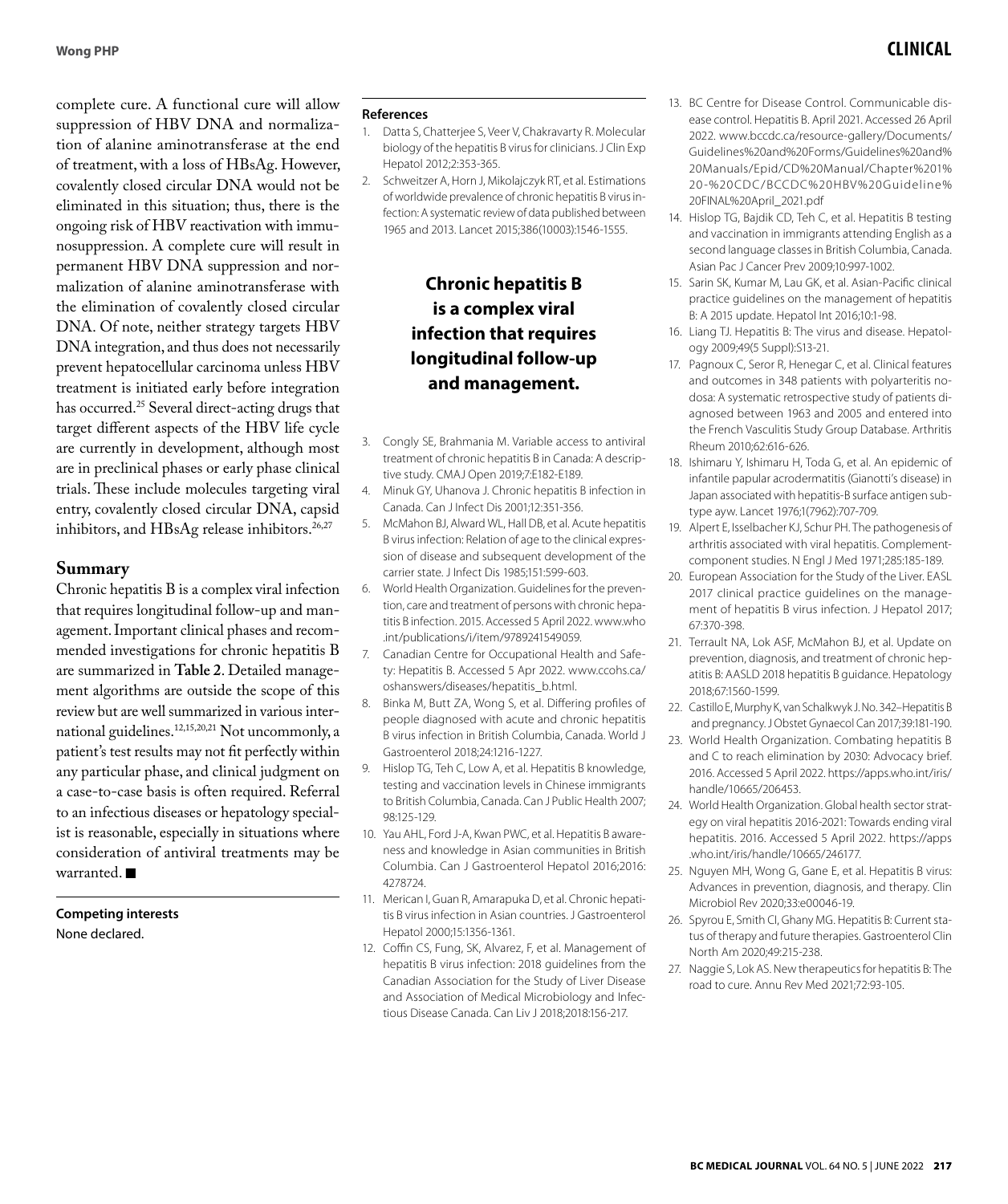complete cure. A functional cure will allow suppression of HBV DNA and normalization of alanine aminotransferase at the end of treatment, with a loss of HBsAg. However, covalently closed circular DNA would not be eliminated in this situation; thus, there is the ongoing risk of HBV reactivation with immunosuppression. A complete cure will result in permanent HBV DNA suppression and normalization of alanine aminotransferase with the elimination of covalently closed circular DNA. Of note, neither strategy targets HBV DNA integration, and thus does not necessarily prevent hepatocellular carcinoma unless HBV treatment is initiated early before integration has occurred.[25] Several direct-acting drugs that target different aspects of the HBV life cycle are currently in development, although most are in preclinical phases or early phase clinical trials. These include molecules targeting viral entry, covalently closed circular DNA, capsid inhibitors, and HBsAg release inhibitors.[26,27]

## Summary

Chronic hepatitis B is a complex viral infection that requires longitudinal follow-up and management. Important clinical phases and recommended investigations for chronic hepatitis B are summarized in **Table 2**. Detailed management algorithms are outside the scope of this review but are well summarized in various international guidelines.[12,15,20,21] Not uncommonly, a patient's test results may not fit perfectly within any particular phase, and clinical judgment on a case-to-case basis is often required. Referral to an infectious diseases or hepatology specialist is reasonable, especially in situations where consideration of antiviral treatments may be warranted. ■

**Competing interests**

None declared.

**Chronic hepatitis B is a complex viral infection that requires longitudinal follow-up and management.**

**References**

1. Datta S, Chatterjee S, Veer V, Chakravarty R. Molecular biology of the hepatitis B virus for clinicians. J Clin Exp Hepatol 2012;2:353-365.
2. Schweitzer A, Horn J, Mikolajczyk RT, et al. Estimations of worldwide prevalence of chronic hepatitis B virus infection: A systematic review of data published between 1965 and 2013. Lancet 2015;386(10003):1546-1555.
3. Congly SE, Brahmania M. Variable access to antiviral treatment of chronic hepatitis B in Canada: A descriptive study. CMAJ Open 2019;7:E182-E189.
4. Minuk GY, Uhanova J. Chronic hepatitis B infection in Canada. Can J Infect Dis 2001;12:351-356.
5. McMahon BJ, Alward WL, Hall DB, et al. Acute hepatitis B virus infection: Relation of age to the clinical expression of disease and subsequent development of the carrier state. J Infect Dis 1985;151:599-603.
6. World Health Organization. Guidelines for the prevention, care and treatment of persons with chronic hepatitis B infection. 2015. Accessed 5 April 2022. www.who.int/publications/i/item/9789241549059.
7. Canadian Centre for Occupational Health and Safety: Hepatitis B. Accessed 5 Apr 2022. www.ccohs.ca/oshanswers/diseases/hepatitis_b.html.
8. Binka M, Butt ZA, Wong S, et al. Differing profiles of people diagnosed with acute and chronic hepatitis B virus infection in British Columbia, Canada. World J Gastroenterol 2018;24:1216-1227.
9. Hislop TG, Teh C, Low A, et al. Hepatitis B knowledge, testing and vaccination levels in Chinese immigrants to British Columbia, Canada. Can J Public Health 2007;98:125-129.
10. Yau AHL, Ford J-A, Kwan PWC, et al. Hepatitis B awareness and knowledge in Asian communities in British Columbia. Can J Gastroenterol Hepatol 2016;2016:4278724.
11. Merican I, Guan R, Amarapuka D, et al. Chronic hepatitis B virus infection in Asian countries. J Gastroenterol Hepatol 2000;15:1356-1361.
12. Coffin CS, Fung, SK, Alvarez, F, et al. Management of hepatitis B virus infection: 2018 guidelines from the Canadian Association for the Study of Liver Disease and Association of Medical Microbiology and Infectious Disease Canada. Can Liv J 2018;2018:156-217.
13. BC Centre for Disease Control. Communicable disease control. Hepatitis B. April 2021. Accessed 26 April 2022. www.bccdc.ca/resource-gallery/Documents/Guidelines%20and%20Forms/Guidelines%20and%20Manuals/Epid/CD%20Manual/Chapter%201%20-%20CDC/BCCDC%20HBV%20Guideline%20FINAL%20April_2021.pdf
14. Hislop TG, Bajdik CD, Teh C, et al. Hepatitis B testing and vaccination in immigrants attending English as a second language classes in British Columbia, Canada. Asian Pac J Cancer Prev 2009;10:997-1002.
15. Sarin SK, Kumar M, Lau GK, et al. Asian-Pacific clinical practice guidelines on the management of hepatitis B: A 2015 update. Hepatol Int 2016;10:1-98.
16. Liang TJ. Hepatitis B: The virus and disease. Hepatology 2009;49(5 Suppl):S13-21.
17. Pagnoux C, Seror R, Henegar C, et al. Clinical features and outcomes in 348 patients with polyarteritis nodosa: A systematic retrospective study of patients diagnosed between 1963 and 2005 and entered into the French Vasculitis Study Group Database. Arthritis Rheum 2010;62:616-626.
18. Ishimaru Y, Ishimaru H, Toda G, et al. An epidemic of infantile papular acrodermatitis (Gianotti's disease) in Japan associated with hepatitis-B surface antigen subtype ayw. Lancet 1976;1(7962):707-709.
19. Alpert E, Isselbacher KJ, Schur PH. The pathogenesis of arthritis associated with viral hepatitis. Complement-component studies. N Engl J Med 1971;285:185-189.
20. European Association for the Study of the Liver. EASL 2017 clinical practice guidelines on the management of hepatitis B virus infection. J Hepatol 2017;67:370-398.
21. Terrault NA, Lok ASF, McMahon BJ, et al. Update on prevention, diagnosis, and treatment of chronic hepatitis B: AASLD 2018 hepatitis B guidance. Hepatology 2018;67:1560-1599.
22. Castillo E, Murphy K, van Schalkwyk J. No. 342–Hepatitis B and pregnancy. J Obstet Gynaecol Can 2017;39:181-190.
23. World Health Organization. Combating hepatitis B and C to reach elimination by 2030: Advocacy brief. 2016. Accessed 5 April 2022. https://apps.who.int/iris/handle/10665/206453.
24. World Health Organization. Global health sector strategy on viral hepatitis 2016-2021: Towards ending viral hepatitis. 2016. Accessed 5 April 2022. https://apps.who.int/iris/handle/10665/246177.
25. Nguyen MH, Wong G, Gane E, et al. Hepatitis B virus: Advances in prevention, diagnosis, and therapy. Clin Microbiol Rev 2020;33:e00046-19.
26. Spyrou E, Smith CI, Ghany MG. Hepatitis B: Current status of therapy and future therapies. Gastroenterol Clin North Am 2020;49:215-238.
27. Naggie S, Lok AS. New therapeutics for hepatitis B: The road to cure. Annu Rev Med 2021;72:93-105.